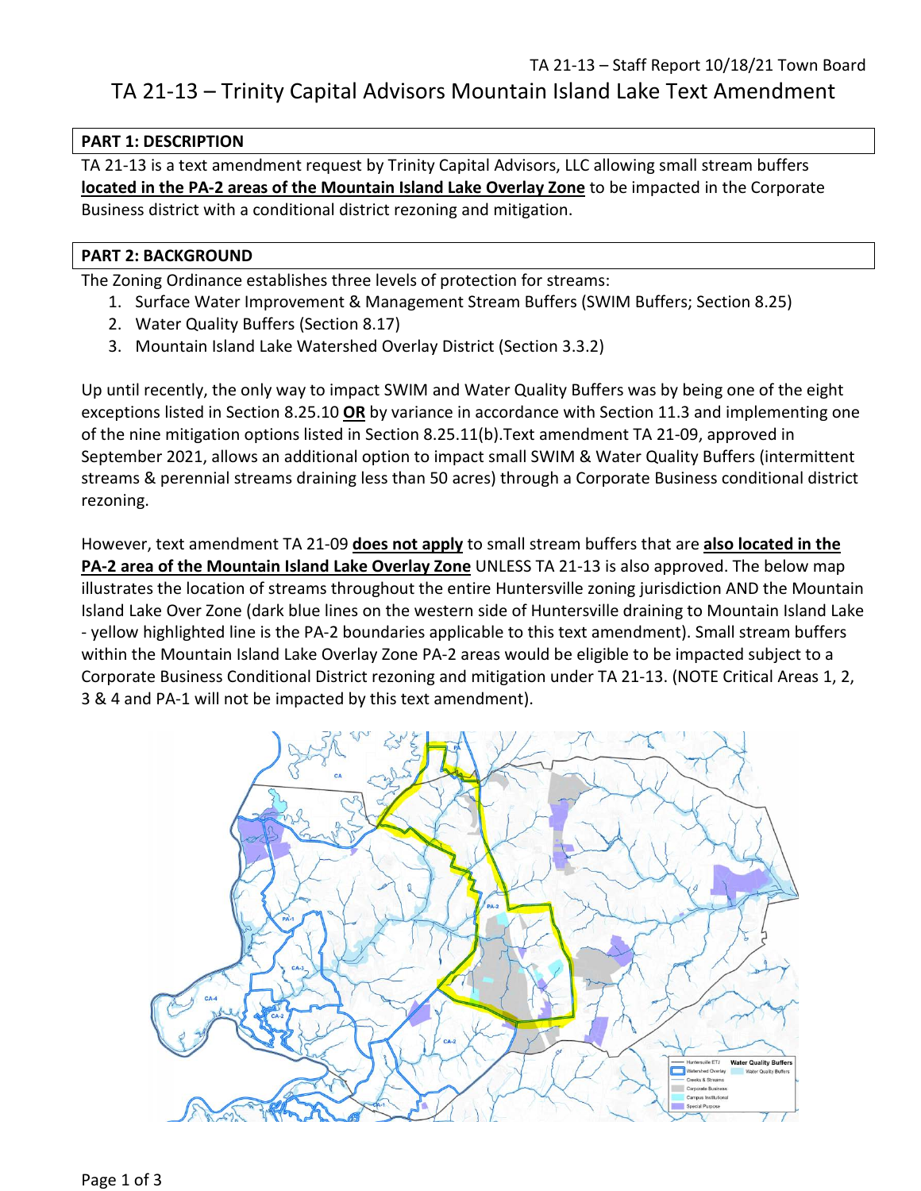TA 21-13 – Staff Report 10/18/21 Town Board

# TA 21-13 – Trinity Capital Advisors Mountain Island Lake Text Amendment

## PART 1: DESCRIPTION

TA 21-13 is a text amendment request by Trinity Capital Advisors, LLC allowing small stream buffers **located in the PA-2 areas of the Mountain Island Lake Overlay Zone** to be impacted in the Corporate Business district with a conditional district rezoning and mitigation.

## PART 2: BACKGROUND

The Zoning Ordinance establishes three levels of protection for streams:

1. Surface Water Improvement & Management Stream Buffers (SWIM Buffers; Section 8.25)
2. Water Quality Buffers (Section 8.17)
3. Mountain Island Lake Watershed Overlay District (Section 3.3.2)

Up until recently, the only way to impact SWIM and Water Quality Buffers was by being one of the eight exceptions listed in Section 8.25.10 **OR** by variance in accordance with Section 11.3 and implementing one of the nine mitigation options listed in Section 8.25.11(b).Text amendment TA 21-09, approved in September 2021, allows an additional option to impact small SWIM & Water Quality Buffers (intermittent streams & perennial streams draining less than 50 acres) through a Corporate Business conditional district rezoning.

However, text amendment TA 21-09 **does not apply** to small stream buffers that are **also located in the PA-2 area of the Mountain Island Lake Overlay Zone** UNLESS TA 21-13 is also approved. The below map illustrates the location of streams throughout the entire Huntersville zoning jurisdiction AND the Mountain Island Lake Over Zone (dark blue lines on the western side of Huntersville draining to Mountain Island Lake - yellow highlighted line is the PA-2 boundaries applicable to this text amendment). Small stream buffers within the Mountain Island Lake Overlay Zone PA-2 areas would be eligible to be impacted subject to a Corporate Business Conditional District rezoning and mitigation under TA 21-13. (NOTE Critical Areas 1, 2, 3 & 4 and PA-1 will not be impacted by this text amendment).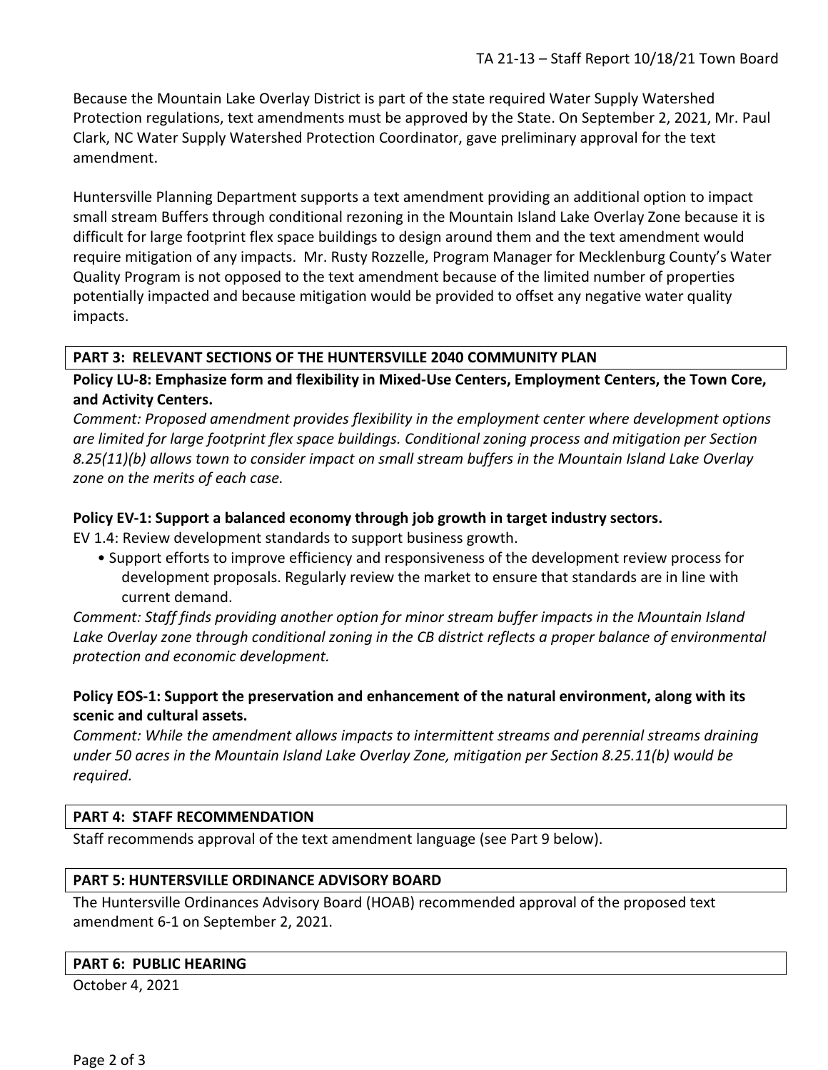Because the Mountain Lake Overlay District is part of the state required Water Supply Watershed Protection regulations, text amendments must be approved by the State. On September 2, 2021, Mr. Paul Clark, NC Water Supply Watershed Protection Coordinator, gave preliminary approval for the text amendment.

Huntersville Planning Department supports a text amendment providing an additional option to impact small stream Buffers through conditional rezoning in the Mountain Island Lake Overlay Zone because it is difficult for large footprint flex space buildings to design around them and the text amendment would require mitigation of any impacts. Mr. Rusty Rozzelle, Program Manager for Mecklenburg County's Water Quality Program is not opposed to the text amendment because of the limited number of properties potentially impacted and because mitigation would be provided to offset any negative water quality impacts.

## PART 3: RELEVANT SECTIONS OF THE HUNTERSVILLE 2040 COMMUNITY PLAN

**Policy LU-8: Emphasize form and flexibility in Mixed-Use Centers, Employment Centers, the Town Core, and Activity Centers.**

*Comment: Proposed amendment provides flexibility in the employment center where development options are limited for large footprint flex space buildings. Conditional zoning process and mitigation per Section 8.25(11)(b) allows town to consider impact on small stream buffers in the Mountain Island Lake Overlay zone on the merits of each case.*

**Policy EV-1: Support a balanced economy through job growth in target industry sectors.**

EV 1.4: Review development standards to support business growth.

- Support efforts to improve efficiency and responsiveness of the development review process for development proposals. Regularly review the market to ensure that standards are in line with current demand.

*Comment: Staff finds providing another option for minor stream buffer impacts in the Mountain Island Lake Overlay zone through conditional zoning in the CB district reflects a proper balance of environmental protection and economic development.*

**Policy EOS-1: Support the preservation and enhancement of the natural environment, along with its scenic and cultural assets.**

*Comment: While the amendment allows impacts to intermittent streams and perennial streams draining under 50 acres in the Mountain Island Lake Overlay Zone, mitigation per Section 8.25.11(b) would be required.*

## PART 4: STAFF RECOMMENDATION

Staff recommends approval of the text amendment language (see Part 9 below).

## PART 5: HUNTERSVILLE ORDINANCE ADVISORY BOARD

The Huntersville Ordinances Advisory Board (HOAB) recommended approval of the proposed text amendment 6-1 on September 2, 2021.

## PART 6: PUBLIC HEARING

October 4, 2021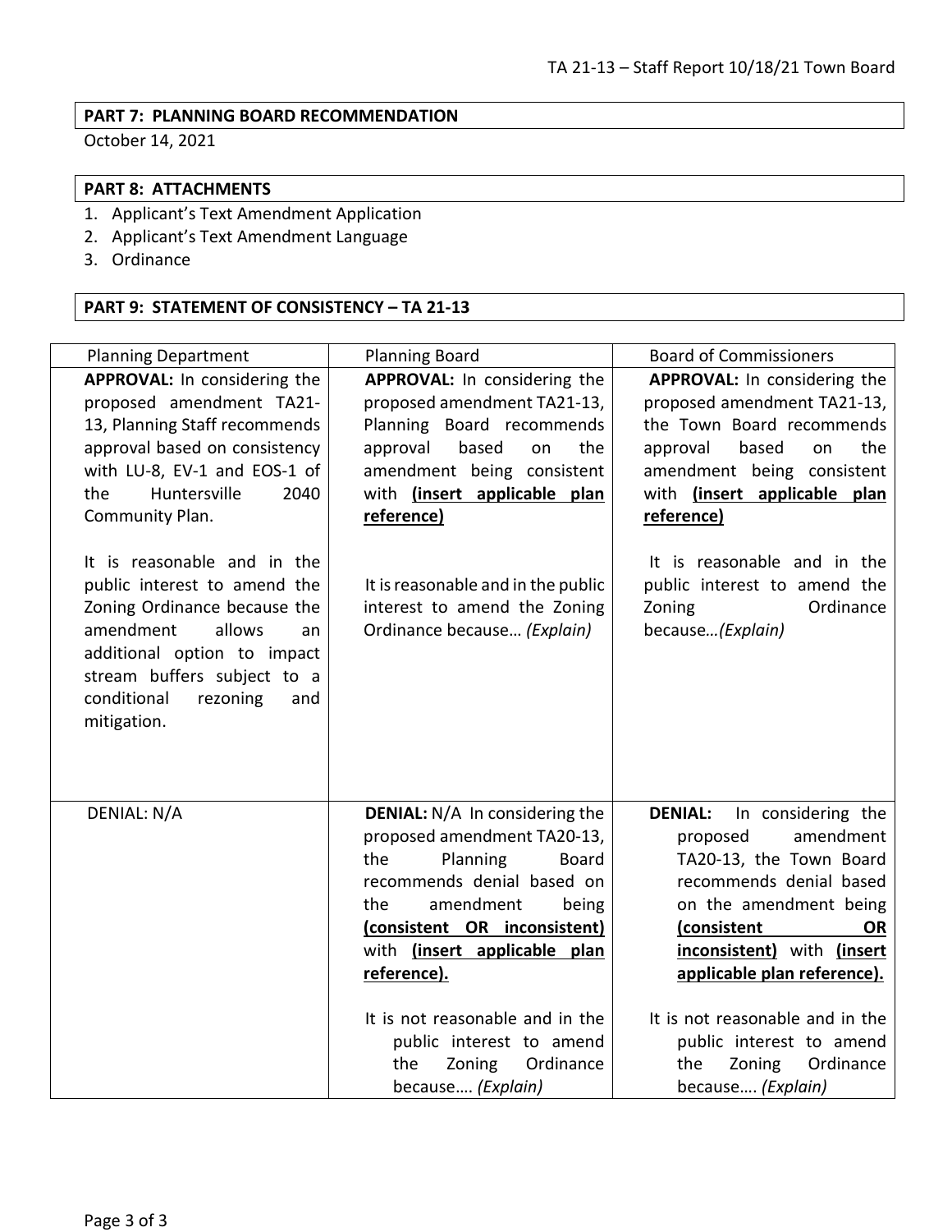**PART 7: PLANNING BOARD RECOMMENDATION**

October 14, 2021

**PART 8: ATTACHMENTS**

1. Applicant's Text Amendment Application
2. Applicant's Text Amendment Language
3. Ordinance

**PART 9: STATEMENT OF CONSISTENCY – TA 21-13**

| Planning Department | Planning Board | Board of Commissioners |
|---|---|---|
| **APPROVAL:** In considering the proposed amendment TA21-13, Planning Staff recommends approval based on consistency with LU-8, EV-1 and EOS-1 of the Huntersville 2040 Community Plan.<br><br>It is reasonable and in the public interest to amend the Zoning Ordinance because the amendment allows an additional option to impact stream buffers subject to a conditional rezoning and mitigation. | **APPROVAL:** In considering the proposed amendment TA21-13, Planning Board recommends approval based on the amendment being consistent with **<u>(insert applicable plan reference)</u>**<br><br>It is reasonable and in the public interest to amend the Zoning Ordinance because… *(Explain)* | **APPROVAL:** In considering the proposed amendment TA21-13, the Town Board recommends approval based on the amendment being consistent with **<u>(insert applicable plan reference)</u>**<br><br>It is reasonable and in the public interest to amend the Zoning Ordinance because…*(Explain)* |
| DENIAL: N/A | **DENIAL:** N/A In considering the proposed amendment TA20-13, the Planning Board recommends denial based on the amendment being **<u>(consistent OR inconsistent)</u>** with **<u>(insert applicable plan reference).</u>**<br><br>It is not reasonable and in the public interest to amend the Zoning Ordinance because…. *(Explain)* | **DENIAL:** In considering the proposed amendment TA20-13, the Town Board recommends denial based on the amendment being **<u>(consistent OR inconsistent)</u>** with **<u>(insert applicable plan reference).</u>**<br><br>It is not reasonable and in the public interest to amend the Zoning Ordinance because…. *(Explain)* |